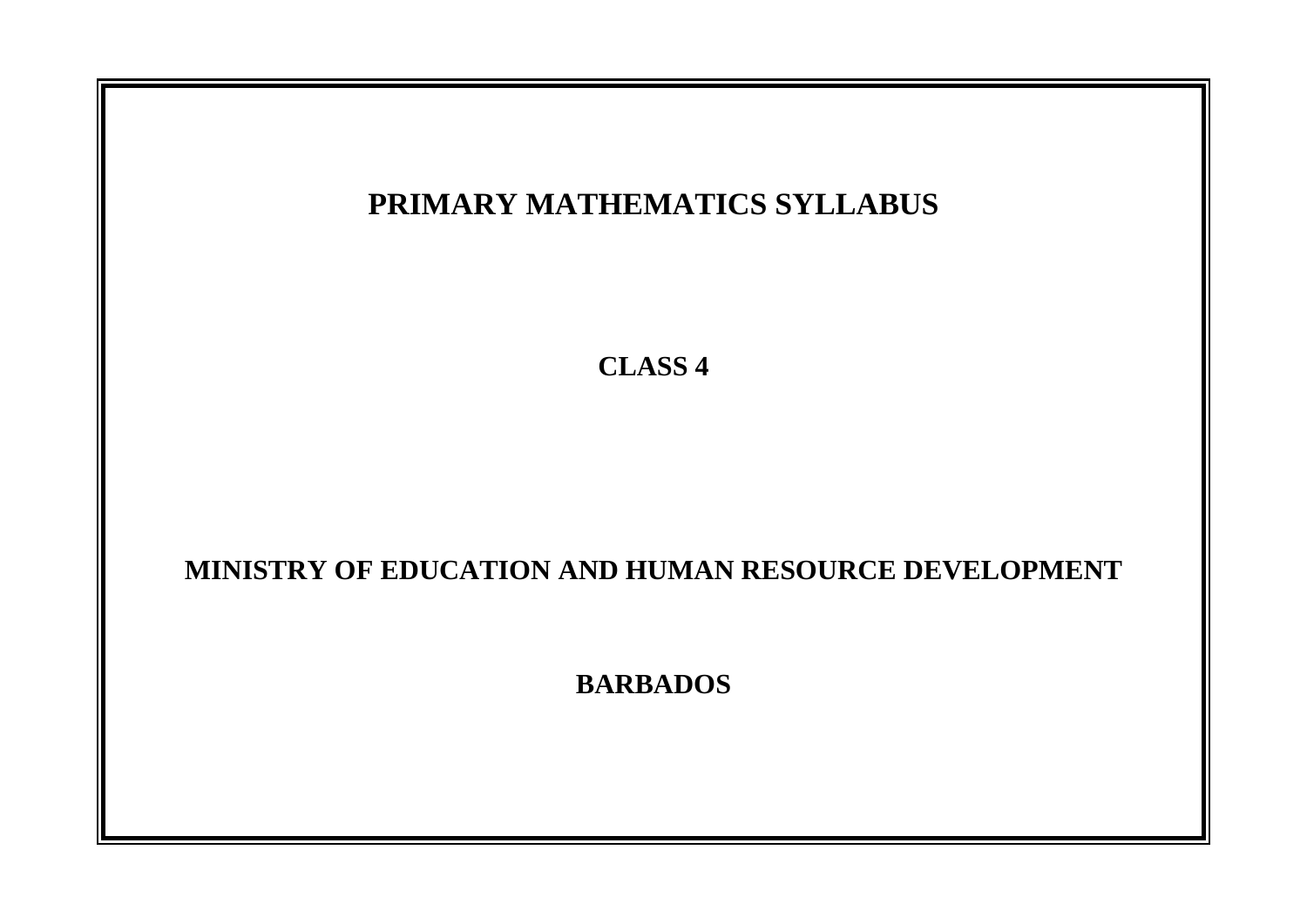# PRIMARY MATHEMATICS SYLLABUS

## CLASS 4

## MINISTRY OF EDUCATION AND HUMAN RESOURCE DEVELOPMENT

## BARBADOS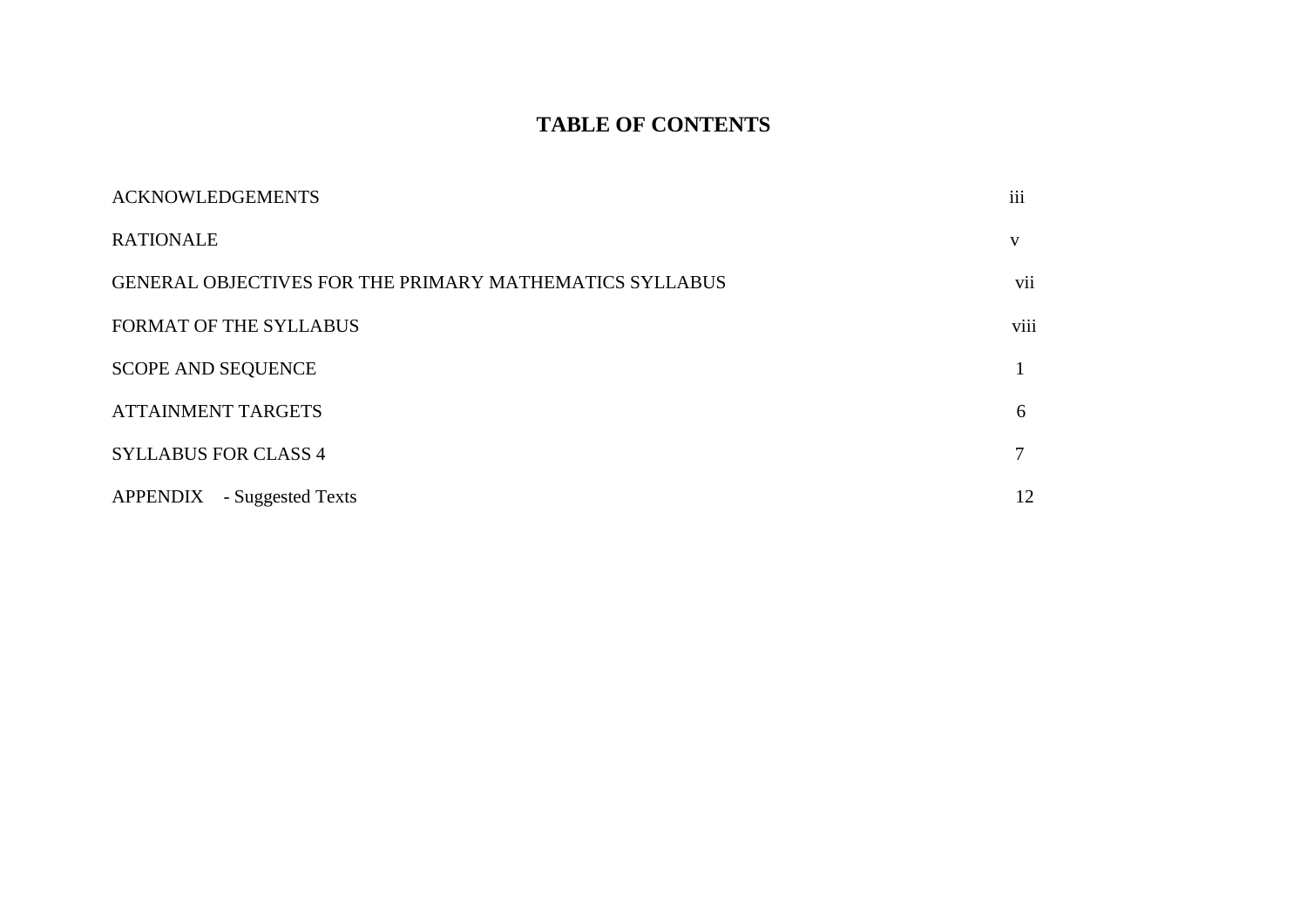# TABLE OF CONTENTS

| | |
|---|---|
| ACKNOWLEDGEMENTS | iii |
| RATIONALE | v |
| GENERAL OBJECTIVES FOR THE PRIMARY MATHEMATICS SYLLABUS | vii |
| FORMAT OF THE SYLLABUS | viii |
| SCOPE AND SEQUENCE | 1 |
| ATTAINMENT TARGETS | 6 |
| SYLLABUS FOR CLASS 4 | 7 |
| APPENDIX - Suggested Texts | 12 |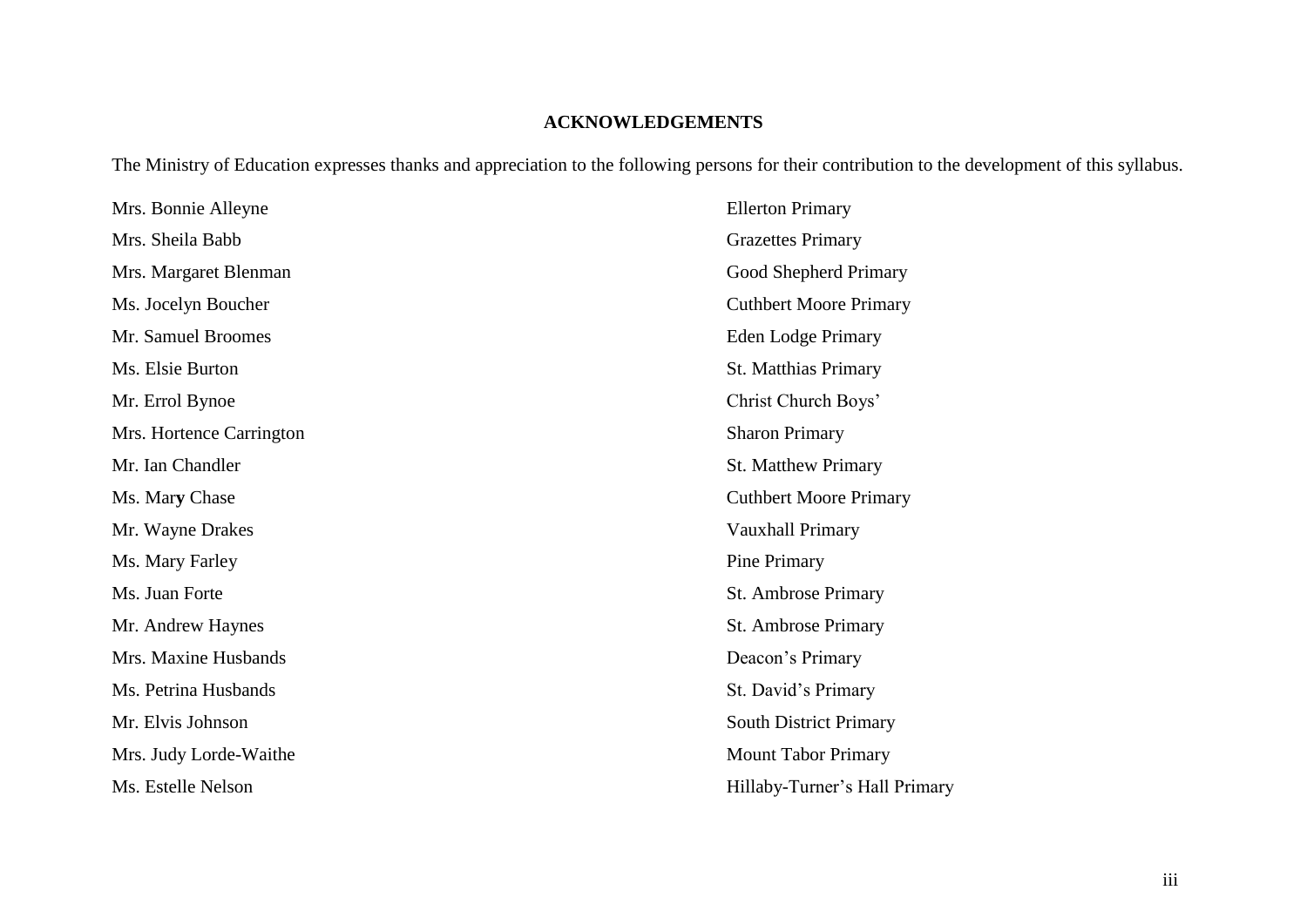**ACKNOWLEDGEMENTS**

The Ministry of Education expresses thanks and appreciation to the following persons for their contribution to the development of this syllabus.

| | |
|---|---|
| Mrs. Bonnie Alleyne | Ellerton Primary |
| Mrs. Sheila Babb | Grazettes Primary |
| Mrs. Margaret Blenman | Good Shepherd Primary |
| Ms. Jocelyn Boucher | Cuthbert Moore Primary |
| Mr. Samuel Broomes | Eden Lodge Primary |
| Ms. Elsie Burton | St. Matthias Primary |
| Mr. Errol Bynoe | Christ Church Boys' |
| Mrs. Hortence Carrington | Sharon Primary |
| Mr. Ian Chandler | St. Matthew Primary |
| Ms. Mary Chase | Cuthbert Moore Primary |
| Mr. Wayne Drakes | Vauxhall Primary |
| Ms. Mary Farley | Pine Primary |
| Ms. Juan Forte | St. Ambrose Primary |
| Mr. Andrew Haynes | St. Ambrose Primary |
| Mrs. Maxine Husbands | Deacon's Primary |
| Ms. Petrina Husbands | St. David's Primary |
| Mr. Elvis Johnson | South District Primary |
| Mrs. Judy Lorde-Waithe | Mount Tabor Primary |
| Ms. Estelle Nelson | Hillaby-Turner's Hall Primary |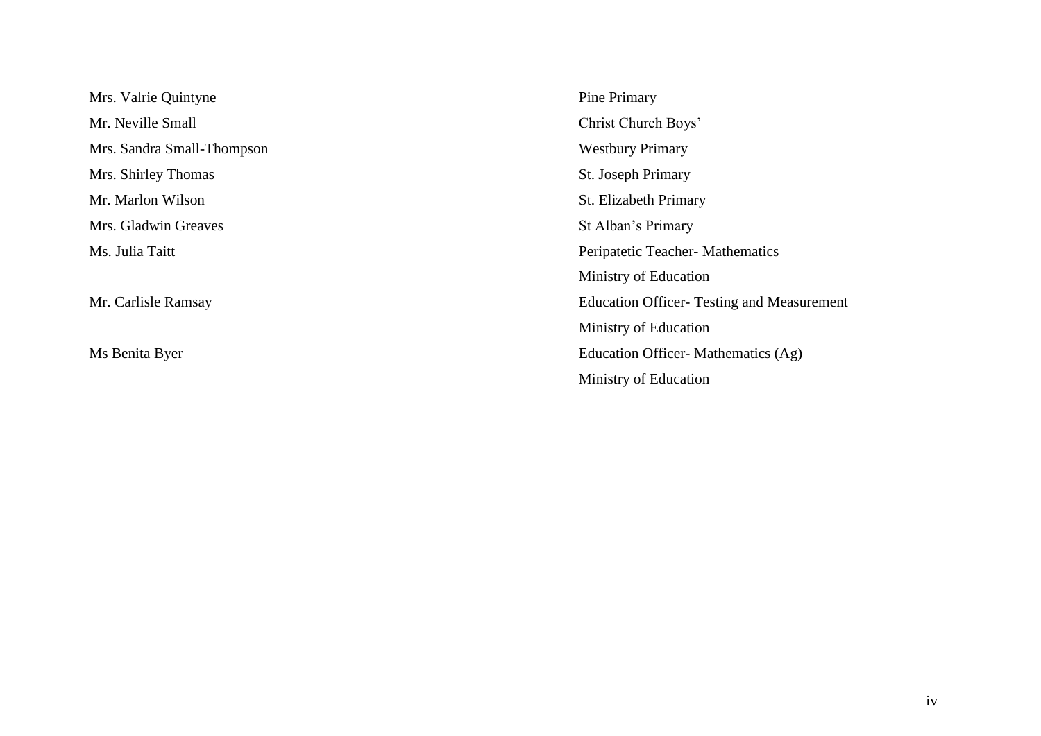| | |
|---|---|
| Mrs. Valrie Quintyne | Pine Primary |
| Mr. Neville Small | Christ Church Boys' |
| Mrs. Sandra Small-Thompson | Westbury Primary |
| Mrs. Shirley Thomas | St. Joseph Primary |
| Mr. Marlon Wilson | St. Elizabeth Primary |
| Mrs. Gladwin Greaves | St Alban's Primary |
| Ms. Julia Taitt | Peripatetic Teacher- Mathematics<br>Ministry of Education |
| Mr. Carlisle Ramsay | Education Officer- Testing and Measurement<br>Ministry of Education |
| Ms Benita Byer | Education Officer- Mathematics (Ag)<br>Ministry of Education |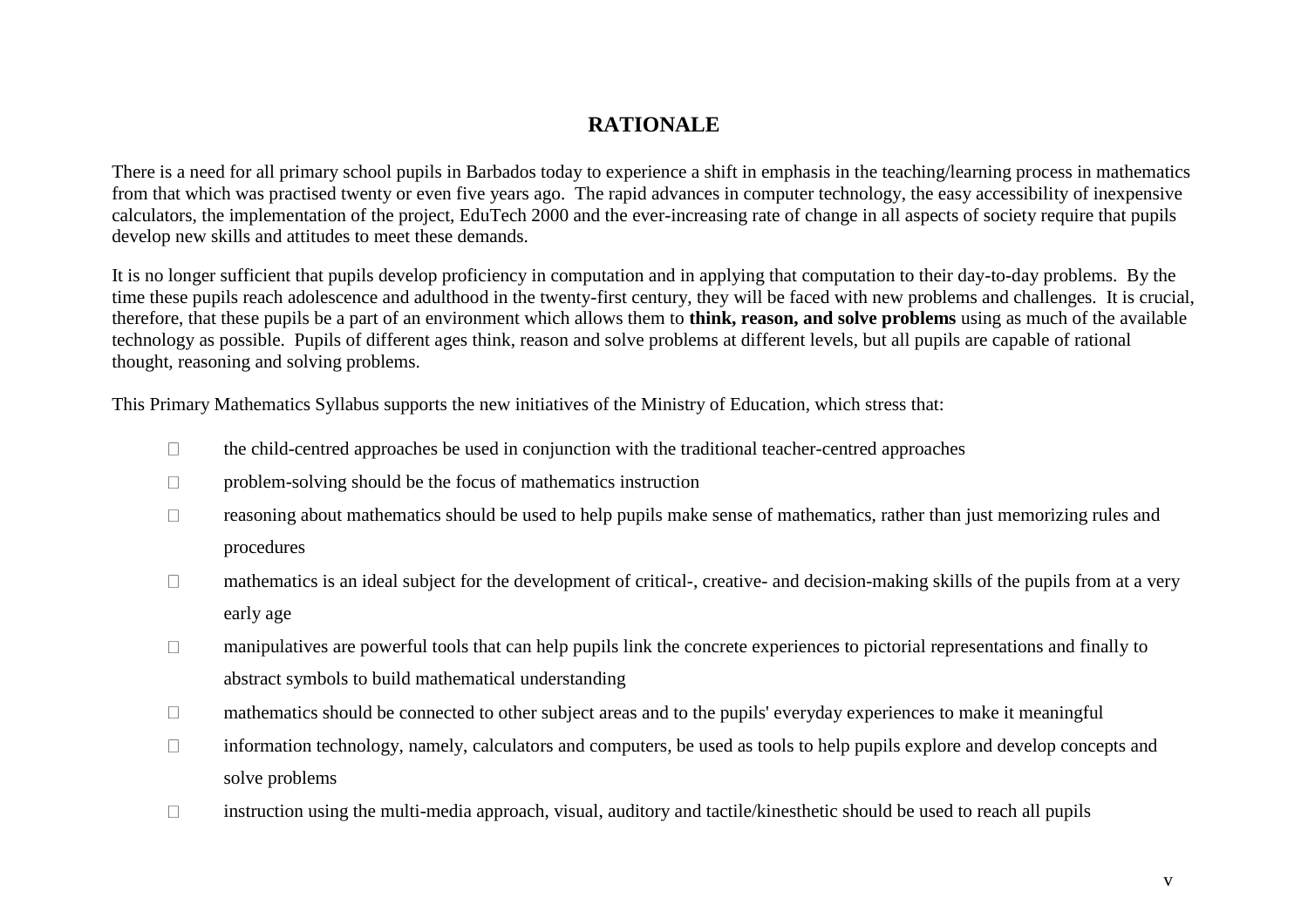# RATIONALE

There is a need for all primary school pupils in Barbados today to experience a shift in emphasis in the teaching/learning process in mathematics from that which was practised twenty or even five years ago. The rapid advances in computer technology, the easy accessibility of inexpensive calculators, the implementation of the project, EduTech 2000 and the ever-increasing rate of change in all aspects of society require that pupils develop new skills and attitudes to meet these demands.

It is no longer sufficient that pupils develop proficiency in computation and in applying that computation to their day-to-day problems. By the time these pupils reach adolescence and adulthood in the twenty-first century, they will be faced with new problems and challenges. It is crucial, therefore, that these pupils be a part of an environment which allows them to **think, reason, and solve problems** using as much of the available technology as possible. Pupils of different ages think, reason and solve problems at different levels, but all pupils are capable of rational thought, reasoning and solving problems.

This Primary Mathematics Syllabus supports the new initiatives of the Ministry of Education, which stress that:

- the child-centred approaches be used in conjunction with the traditional teacher-centred approaches
- problem-solving should be the focus of mathematics instruction
- reasoning about mathematics should be used to help pupils make sense of mathematics, rather than just memorizing rules and procedures
- mathematics is an ideal subject for the development of critical-, creative- and decision-making skills of the pupils from at a very early age
- manipulatives are powerful tools that can help pupils link the concrete experiences to pictorial representations and finally to abstract symbols to build mathematical understanding
- mathematics should be connected to other subject areas and to the pupils' everyday experiences to make it meaningful
- information technology, namely, calculators and computers, be used as tools to help pupils explore and develop concepts and solve problems
- instruction using the multi-media approach, visual, auditory and tactile/kinesthetic should be used to reach all pupils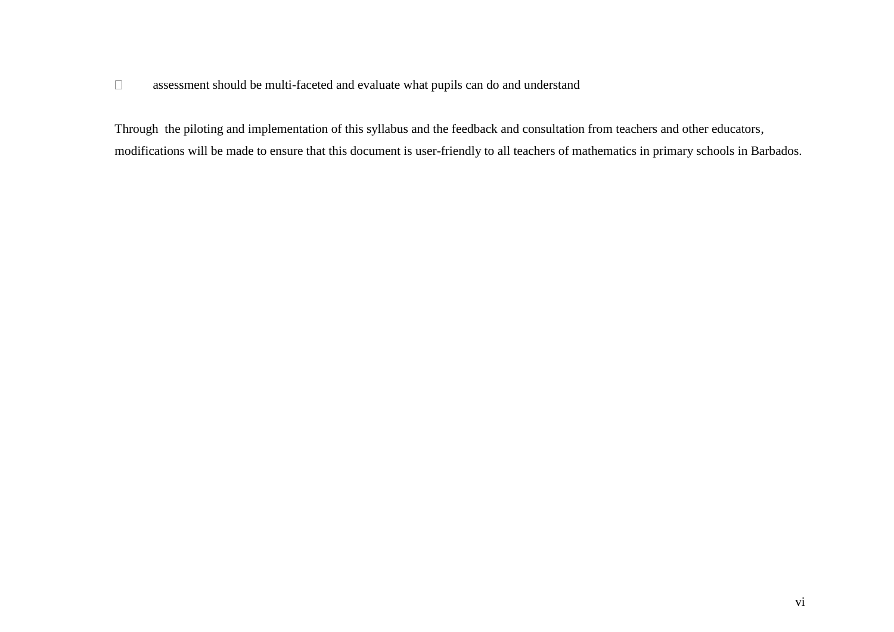- assessment should be multi-faceted and evaluate what pupils can do and understand

Through the piloting and implementation of this syllabus and the feedback and consultation from teachers and other educators, modifications will be made to ensure that this document is user-friendly to all teachers of mathematics in primary schools in Barbados.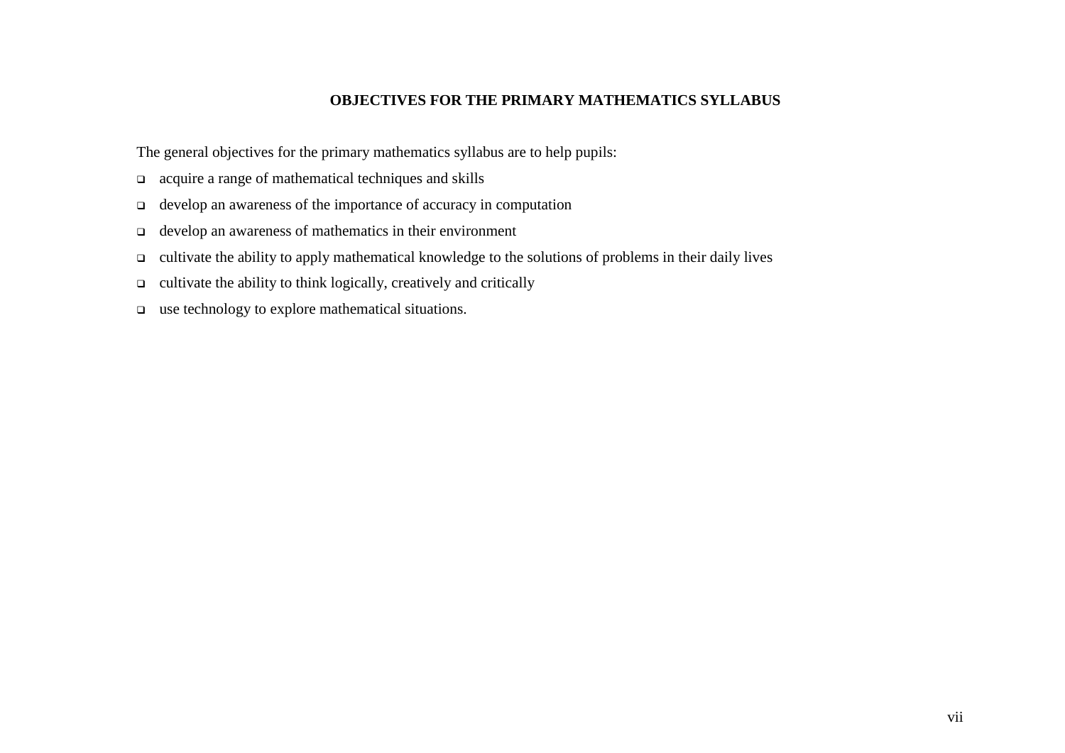## OBJECTIVES FOR THE PRIMARY MATHEMATICS SYLLABUS

The general objectives for the primary mathematics syllabus are to help pupils:

- acquire a range of mathematical techniques and skills
- develop an awareness of the importance of accuracy in computation
- develop an awareness of mathematics in their environment
- cultivate the ability to apply mathematical knowledge to the solutions of problems in their daily lives
- cultivate the ability to think logically, creatively and critically
- use technology to explore mathematical situations.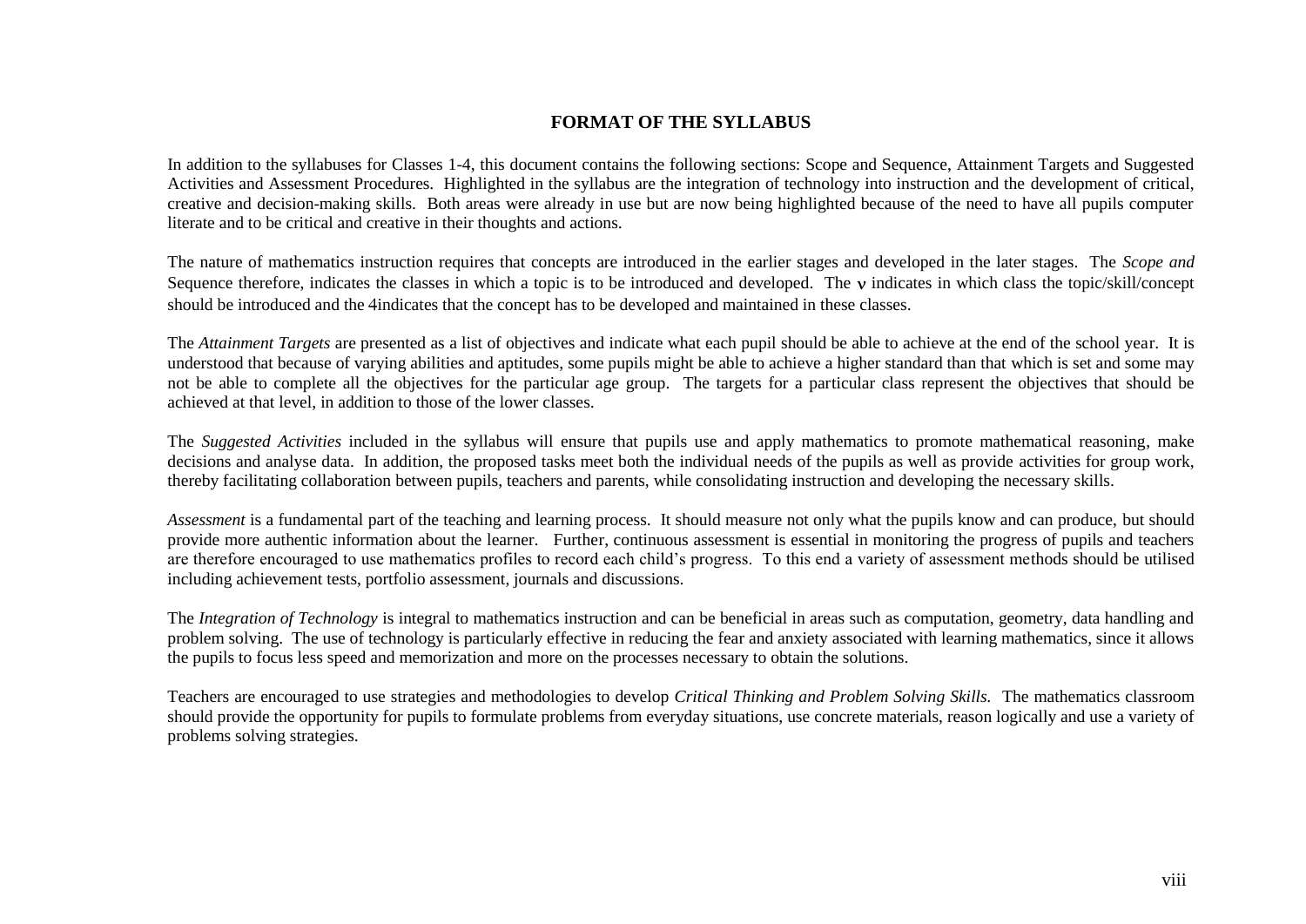## FORMAT OF THE SYLLABUS

In addition to the syllabuses for Classes 1-4, this document contains the following sections: Scope and Sequence, Attainment Targets and Suggested Activities and Assessment Procedures. Highlighted in the syllabus are the integration of technology into instruction and the development of critical, creative and decision-making skills. Both areas were already in use but are now being highlighted because of the need to have all pupils computer literate and to be critical and creative in their thoughts and actions.

The nature of mathematics instruction requires that concepts are introduced in the earlier stages and developed in the later stages. The *Scope and* Sequence therefore, indicates the classes in which a topic is to be introduced and developed. The **v** indicates in which class the topic/skill/concept should be introduced and the 4indicates that the concept has to be developed and maintained in these classes.

The *Attainment Targets* are presented as a list of objectives and indicate what each pupil should be able to achieve at the end of the school year. It is understood that because of varying abilities and aptitudes, some pupils might be able to achieve a higher standard than that which is set and some may not be able to complete all the objectives for the particular age group. The targets for a particular class represent the objectives that should be achieved at that level, in addition to those of the lower classes.

The *Suggested Activities* included in the syllabus will ensure that pupils use and apply mathematics to promote mathematical reasoning, make decisions and analyse data. In addition, the proposed tasks meet both the individual needs of the pupils as well as provide activities for group work, thereby facilitating collaboration between pupils, teachers and parents, while consolidating instruction and developing the necessary skills.

*Assessment* is a fundamental part of the teaching and learning process. It should measure not only what the pupils know and can produce, but should provide more authentic information about the learner. Further, continuous assessment is essential in monitoring the progress of pupils and teachers are therefore encouraged to use mathematics profiles to record each child's progress. To this end a variety of assessment methods should be utilised including achievement tests, portfolio assessment, journals and discussions.

The *Integration of Technology* is integral to mathematics instruction and can be beneficial in areas such as computation, geometry, data handling and problem solving. The use of technology is particularly effective in reducing the fear and anxiety associated with learning mathematics, since it allows the pupils to focus less speed and memorization and more on the processes necessary to obtain the solutions.

Teachers are encouraged to use strategies and methodologies to develop *Critical Thinking and Problem Solving Skills.* The mathematics classroom should provide the opportunity for pupils to formulate problems from everyday situations, use concrete materials, reason logically and use a variety of problems solving strategies.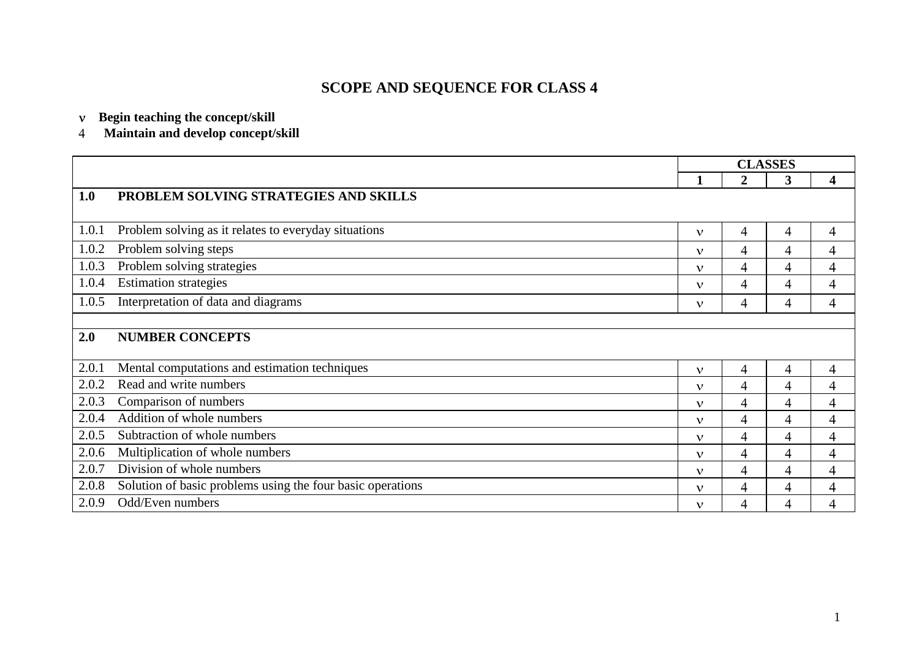# SCOPE AND SEQUENCE FOR CLASS 4

- ν **Begin teaching the concept/skill**
- 4 **Maintain and develop concept/skill**

| | CLASSES | | | |
|---|---|---|---|---|
| | **1** | **2** | **3** | **4** |
| **1.0 PROBLEM SOLVING STRATEGIES AND SKILLS** | | | | |
| 1.0.1 Problem solving as it relates to everyday situations | ν | 4 | 4 | 4 |
| 1.0.2 Problem solving steps | ν | 4 | 4 | 4 |
| 1.0.3 Problem solving strategies | ν | 4 | 4 | 4 |
| 1.0.4 Estimation strategies | ν | 4 | 4 | 4 |
| 1.0.5 Interpretation of data and diagrams | ν | 4 | 4 | 4 |
| | | | | |
| **2.0 NUMBER CONCEPTS** | | | | |
| 2.0.1 Mental computations and estimation techniques | ν | 4 | 4 | 4 |
| 2.0.2 Read and write numbers | ν | 4 | 4 | 4 |
| 2.0.3 Comparison of numbers | ν | 4 | 4 | 4 |
| 2.0.4 Addition of whole numbers | ν | 4 | 4 | 4 |
| 2.0.5 Subtraction of whole numbers | ν | 4 | 4 | 4 |
| 2.0.6 Multiplication of whole numbers | ν | 4 | 4 | 4 |
| 2.0.7 Division of whole numbers | ν | 4 | 4 | 4 |
| 2.0.8 Solution of basic problems using the four basic operations | ν | 4 | 4 | 4 |
| 2.0.9 Odd/Even numbers | ν | 4 | 4 | 4 |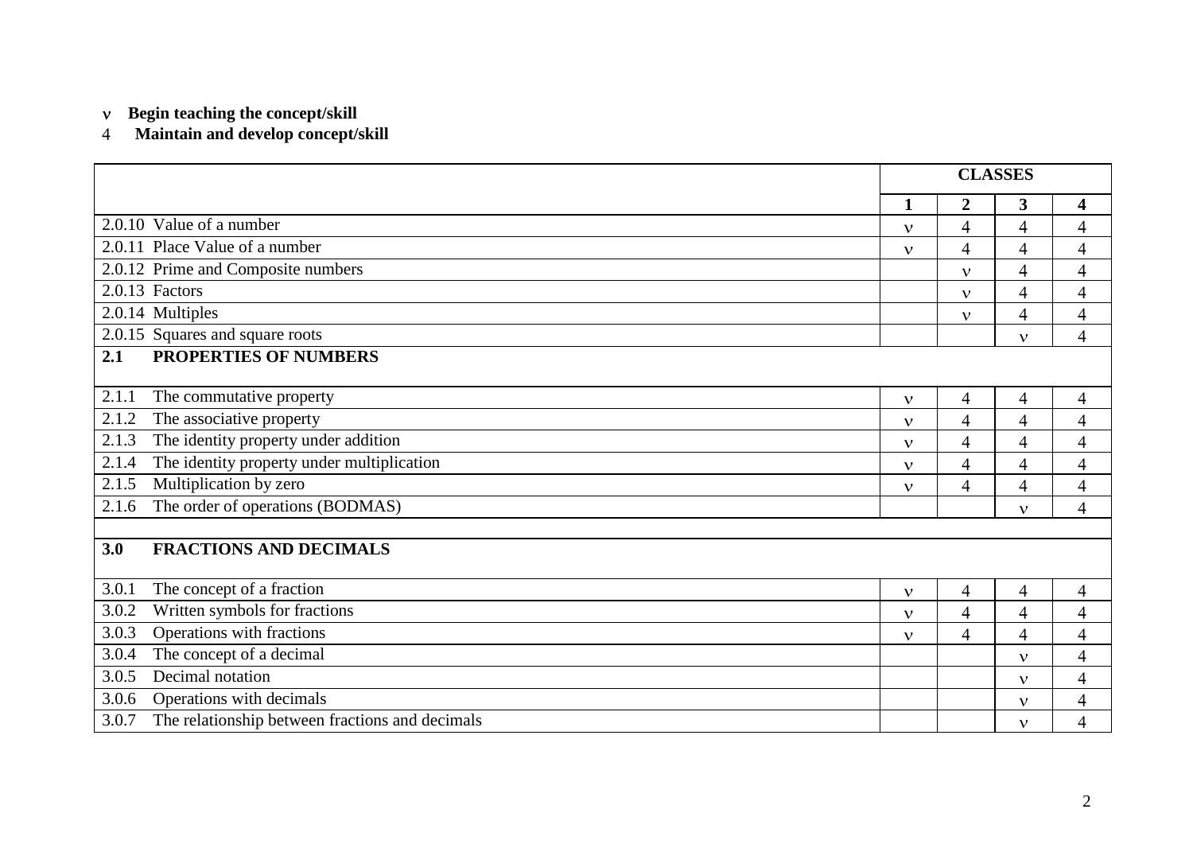ν **Begin teaching the concept/skill**

4 **Maintain and develop concept/skill**

| | CLASSES | | | |
|---|---|---|---|---|
| | **1** | **2** | **3** | **4** |
| 2.0.10 Value of a number | ν | 4 | 4 | 4 |
| 2.0.11 Place Value of a number | ν | 4 | 4 | 4 |
| 2.0.12 Prime and Composite numbers | | ν | 4 | 4 |
| 2.0.13 Factors | | ν | 4 | 4 |
| 2.0.14 Multiples | | ν | 4 | 4 |
| 2.0.15 Squares and square roots | | | ν | 4 |
| **2.1 PROPERTIES OF NUMBERS** | | | | |
| 2.1.1 The commutative property | ν | 4 | 4 | 4 |
| 2.1.2 The associative property | ν | 4 | 4 | 4 |
| 2.1.3 The identity property under addition | ν | 4 | 4 | 4 |
| 2.1.4 The identity property under multiplication | ν | 4 | 4 | 4 |
| 2.1.5 Multiplication by zero | ν | 4 | 4 | 4 |
| 2.1.6 The order of operations (BODMAS) | | | ν | 4 |
| | | | | |
| **3.0 FRACTIONS AND DECIMALS** | | | | |
| 3.0.1 The concept of a fraction | ν | 4 | 4 | 4 |
| 3.0.2 Written symbols for fractions | ν | 4 | 4 | 4 |
| 3.0.3 Operations with fractions | ν | 4 | 4 | 4 |
| 3.0.4 The concept of a decimal | | | ν | 4 |
| 3.0.5 Decimal notation | | | ν | 4 |
| 3.0.6 Operations with decimals | | | ν | 4 |
| 3.0.7 The relationship between fractions and decimals | | | ν | 4 |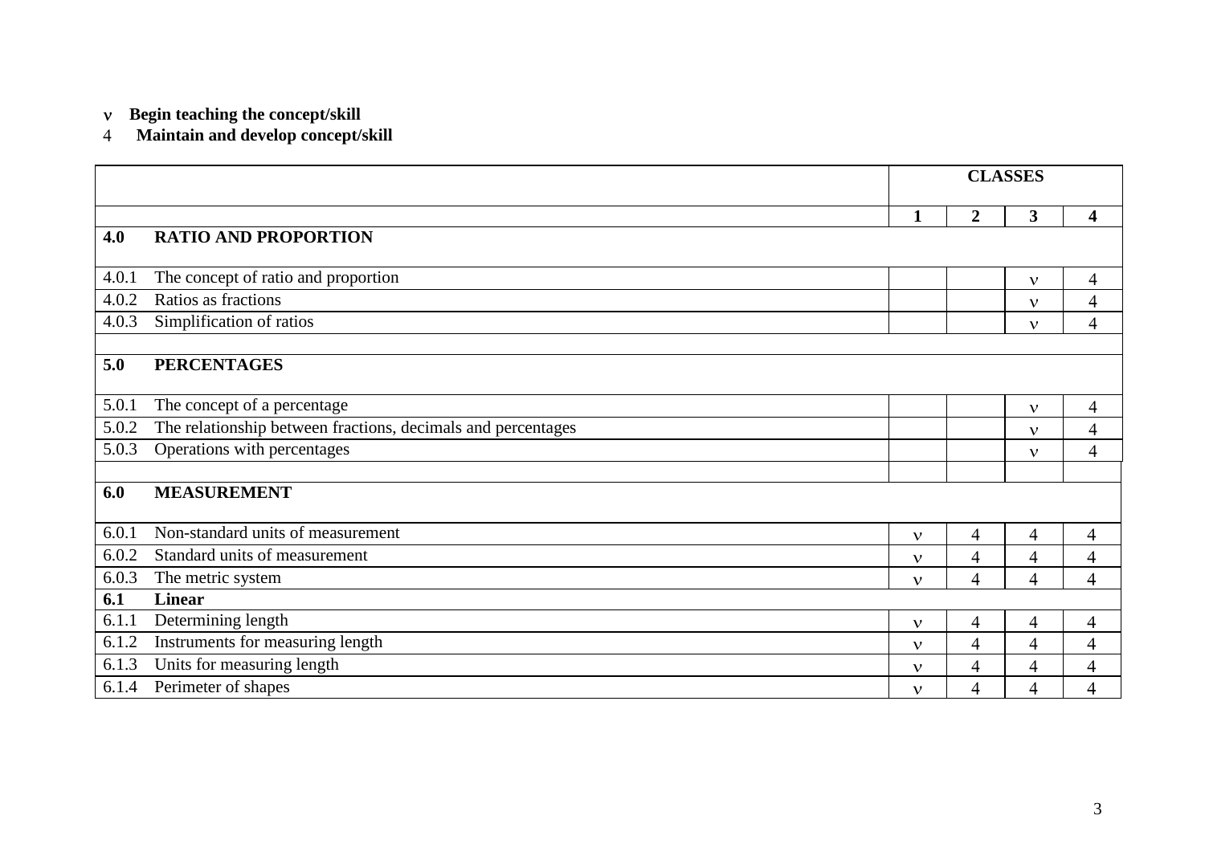ν **Begin teaching the concept/skill**
4 **Maintain and develop concept/skill**

| | | CLASSES | | | |
|---|---|---|---|---|---|
| | | **1** | **2** | **3** | **4** |
| **4.0** | **RATIO AND PROPORTION** | | | | |
| 4.0.1 | The concept of ratio and proportion | | | ν | 4 |
| 4.0.2 | Ratios as fractions | | | ν | 4 |
| 4.0.3 | Simplification of ratios | | | ν | 4 |
| | | | | | |
| **5.0** | **PERCENTAGES** | | | | |
| 5.0.1 | The concept of a percentage | | | ν | 4 |
| 5.0.2 | The relationship between fractions, decimals and percentages | | | ν | 4 |
| 5.0.3 | Operations with percentages | | | ν | 4 |
| | | | | | |
| **6.0** | **MEASUREMENT** | | | | |
| 6.0.1 | Non-standard units of measurement | ν | 4 | 4 | 4 |
| 6.0.2 | Standard units of measurement | ν | 4 | 4 | 4 |
| 6.0.3 | The metric system | ν | 4 | 4 | 4 |
| **6.1** | **Linear** | | | | |
| 6.1.1 | Determining length | ν | 4 | 4 | 4 |
| 6.1.2 | Instruments for measuring length | ν | 4 | 4 | 4 |
| 6.1.3 | Units for measuring length | ν | 4 | 4 | 4 |
| 6.1.4 | Perimeter of shapes | ν | 4 | 4 | 4 |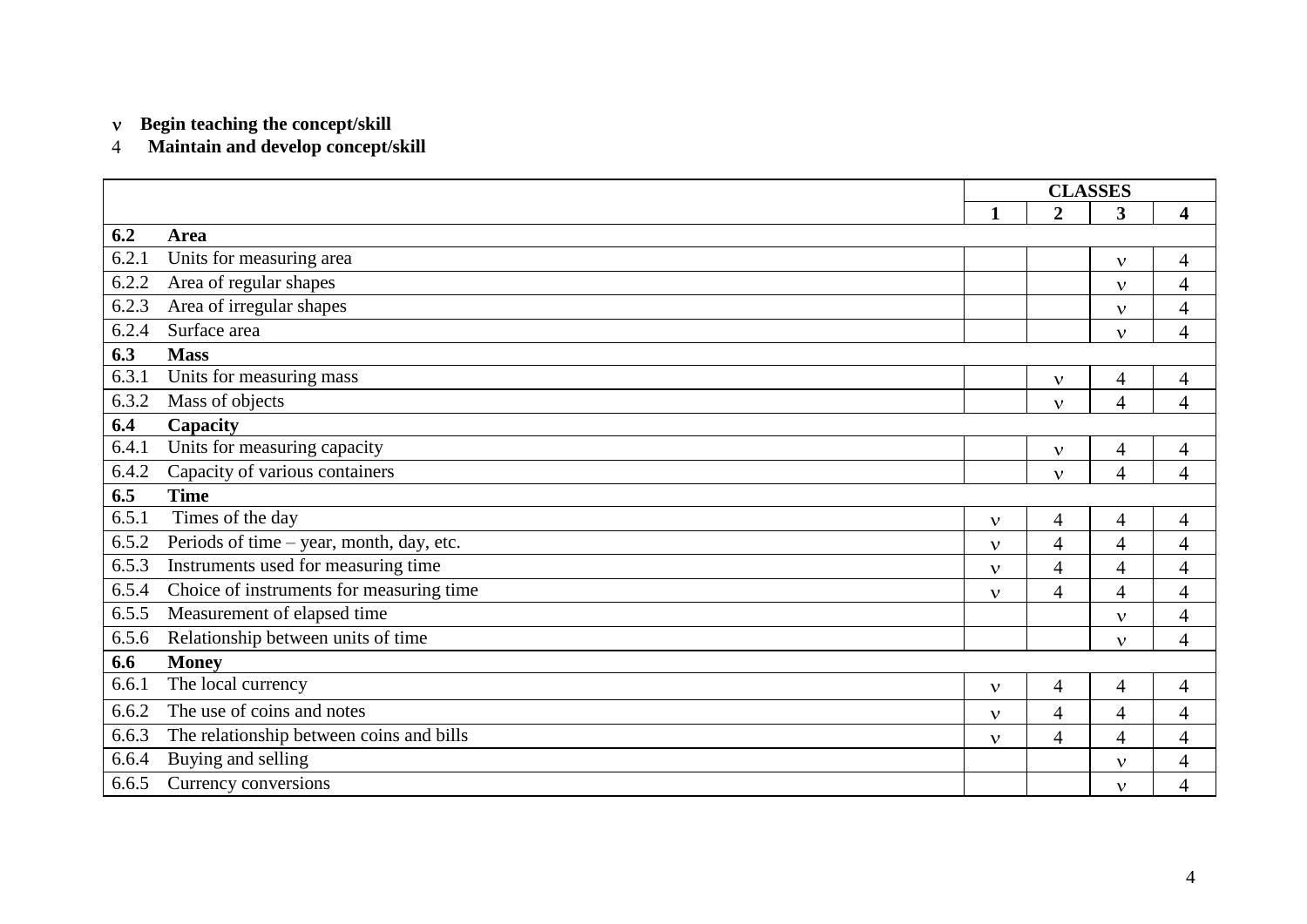ν **Begin teaching the concept/skill**
4 **Maintain and develop concept/skill**

| | | CLASSES | | | |
|---|---|---|---|---|---|
| | | **1** | **2** | **3** | **4** |
| **6.2** | **Area** | | | | |
| 6.2.1 | Units for measuring area | | | ν | 4 |
| 6.2.2 | Area of regular shapes | | | ν | 4 |
| 6.2.3 | Area of irregular shapes | | | ν | 4 |
| 6.2.4 | Surface area | | | ν | 4 |
| **6.3** | **Mass** | | | | |
| 6.3.1 | Units for measuring mass | | ν | 4 | 4 |
| 6.3.2 | Mass of objects | | ν | 4 | 4 |
| **6.4** | **Capacity** | | | | |
| 6.4.1 | Units for measuring capacity | | ν | 4 | 4 |
| 6.4.2 | Capacity of various containers | | ν | 4 | 4 |
| **6.5** | **Time** | | | | |
| 6.5.1 | Times of the day | ν | 4 | 4 | 4 |
| 6.5.2 | Periods of time – year, month, day, etc. | ν | 4 | 4 | 4 |
| 6.5.3 | Instruments used for measuring time | ν | 4 | 4 | 4 |
| 6.5.4 | Choice of instruments for measuring time | ν | 4 | 4 | 4 |
| 6.5.5 | Measurement of elapsed time | | | ν | 4 |
| 6.5.6 | Relationship between units of time | | | ν | 4 |
| **6.6** | **Money** | | | | |
| 6.6.1 | The local currency | ν | 4 | 4 | 4 |
| 6.6.2 | The use of coins and notes | ν | 4 | 4 | 4 |
| 6.6.3 | The relationship between coins and bills | ν | 4 | 4 | 4 |
| 6.6.4 | Buying and selling | | | ν | 4 |
| 6.6.5 | Currency conversions | | | ν | 4 |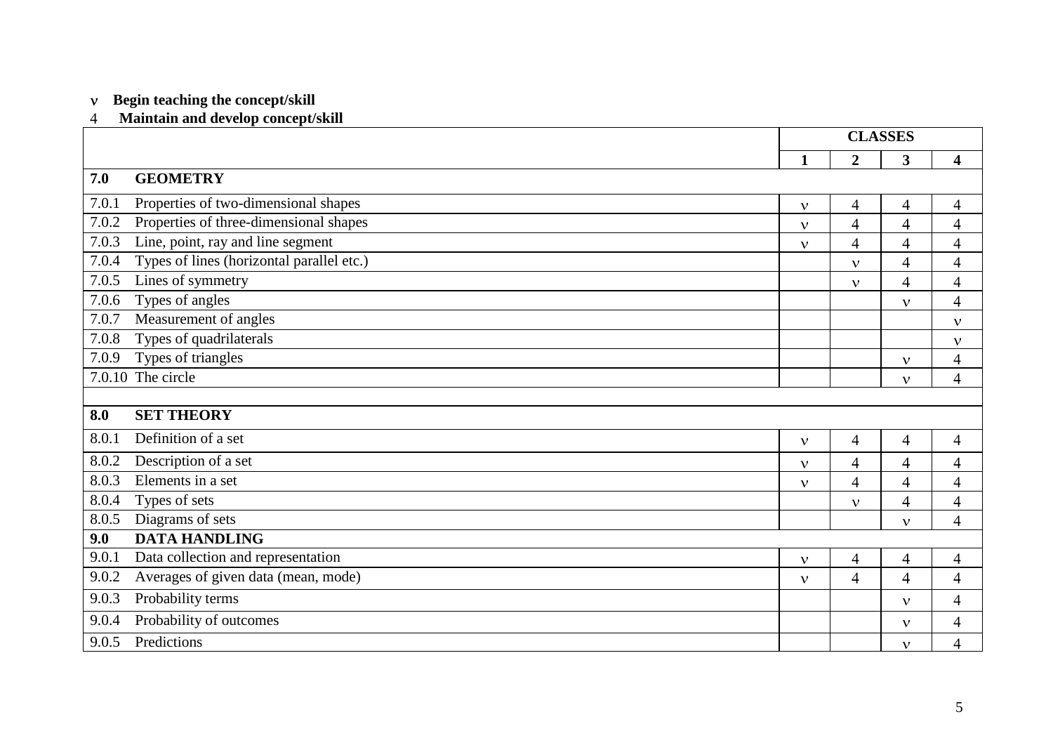ν **Begin teaching the concept/skill**
4 **Maintain and develop concept/skill**

| | **CLASSES** | | | |
|---|---|---|---|---|
| | **1** | **2** | **3** | **4** |
| **7.0 GEOMETRY** | | | | |
| 7.0.1 Properties of two-dimensional shapes | ν | 4 | 4 | 4 |
| 7.0.2 Properties of three-dimensional shapes | ν | 4 | 4 | 4 |
| 7.0.3 Line, point, ray and line segment | ν | 4 | 4 | 4 |
| 7.0.4 Types of lines (horizontal parallel etc.) | | ν | 4 | 4 |
| 7.0.5 Lines of symmetry | | ν | 4 | 4 |
| 7.0.6 Types of angles | | | ν | 4 |
| 7.0.7 Measurement of angles | | | | ν |
| 7.0.8 Types of quadrilaterals | | | | ν |
| 7.0.9 Types of triangles | | | ν | 4 |
| 7.0.10 The circle | | | ν | 4 |
| | | | | |
| **8.0 SET THEORY** | | | | |
| 8.0.1 Definition of a set | ν | 4 | 4 | 4 |
| 8.0.2 Description of a set | ν | 4 | 4 | 4 |
| 8.0.3 Elements in a set | ν | 4 | 4 | 4 |
| 8.0.4 Types of sets | | ν | 4 | 4 |
| 8.0.5 Diagrams of sets | | | ν | 4 |
| **9.0 DATA HANDLING** | | | | |
| 9.0.1 Data collection and representation | ν | 4 | 4 | 4 |
| 9.0.2 Averages of given data (mean, mode) | ν | 4 | 4 | 4 |
| 9.0.3 Probability terms | | | ν | 4 |
| 9.0.4 Probability of outcomes | | | ν | 4 |
| 9.0.5 Predictions | | | ν | 4 |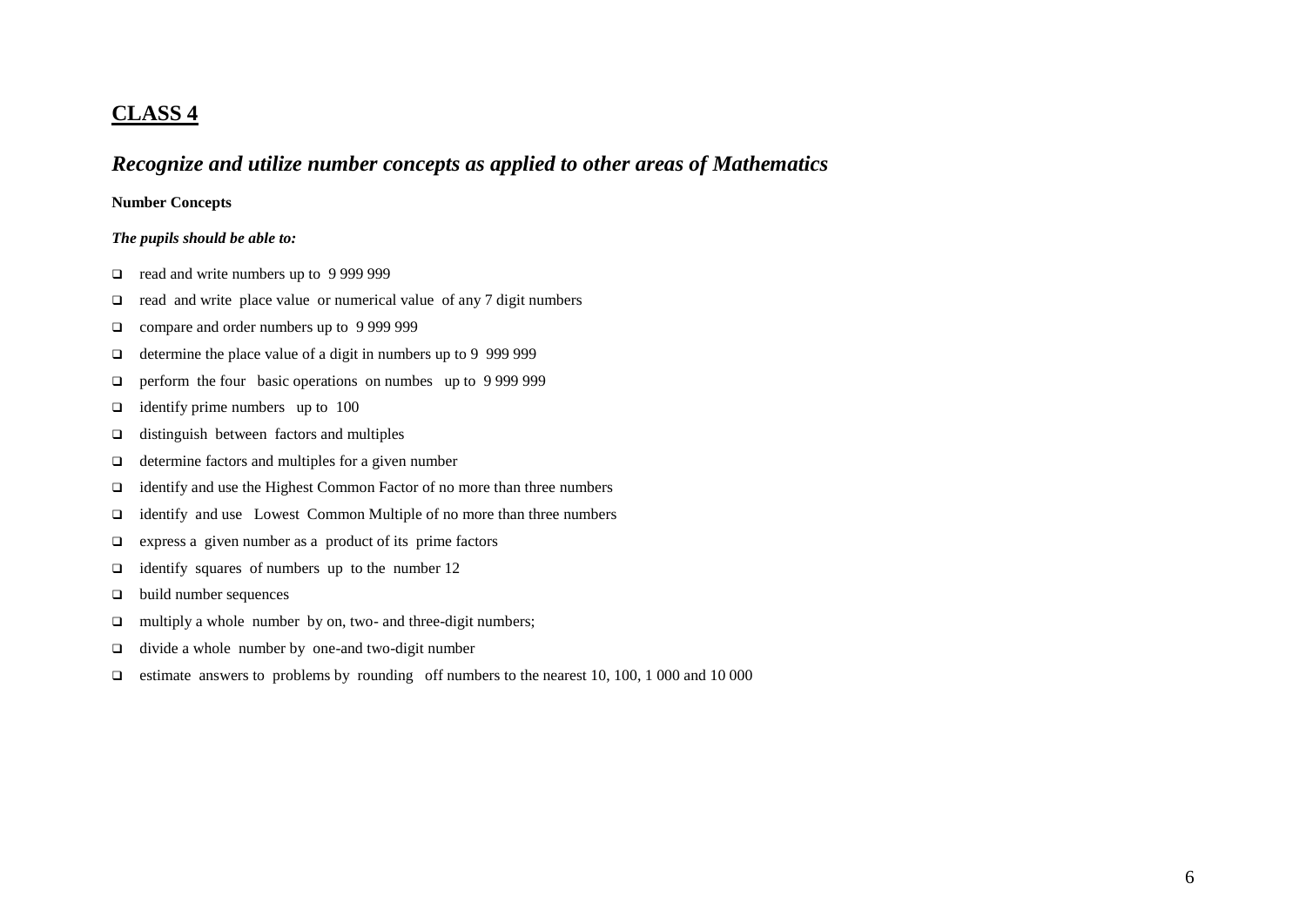## CLASS 4

### *Recognize and utilize number concepts as applied to other areas of Mathematics*

**Number Concepts**

***The pupils should be able to:***

- read and write numbers up to 9 999 999
- read and write place value or numerical value of any 7 digit numbers
- compare and order numbers up to 9 999 999
- determine the place value of a digit in numbers up to 9 999 999
- perform the four basic operations on numbes up to 9 999 999
- identify prime numbers up to 100
- distinguish between factors and multiples
- determine factors and multiples for a given number
- identify and use the Highest Common Factor of no more than three numbers
- identify and use Lowest Common Multiple of no more than three numbers
- express a given number as a product of its prime factors
- identify squares of numbers up to the number 12
- build number sequences
- multiply a whole number by on, two- and three-digit numbers;
- divide a whole number by one-and two-digit number
- estimate answers to problems by rounding off numbers to the nearest 10, 100, 1 000 and 10 000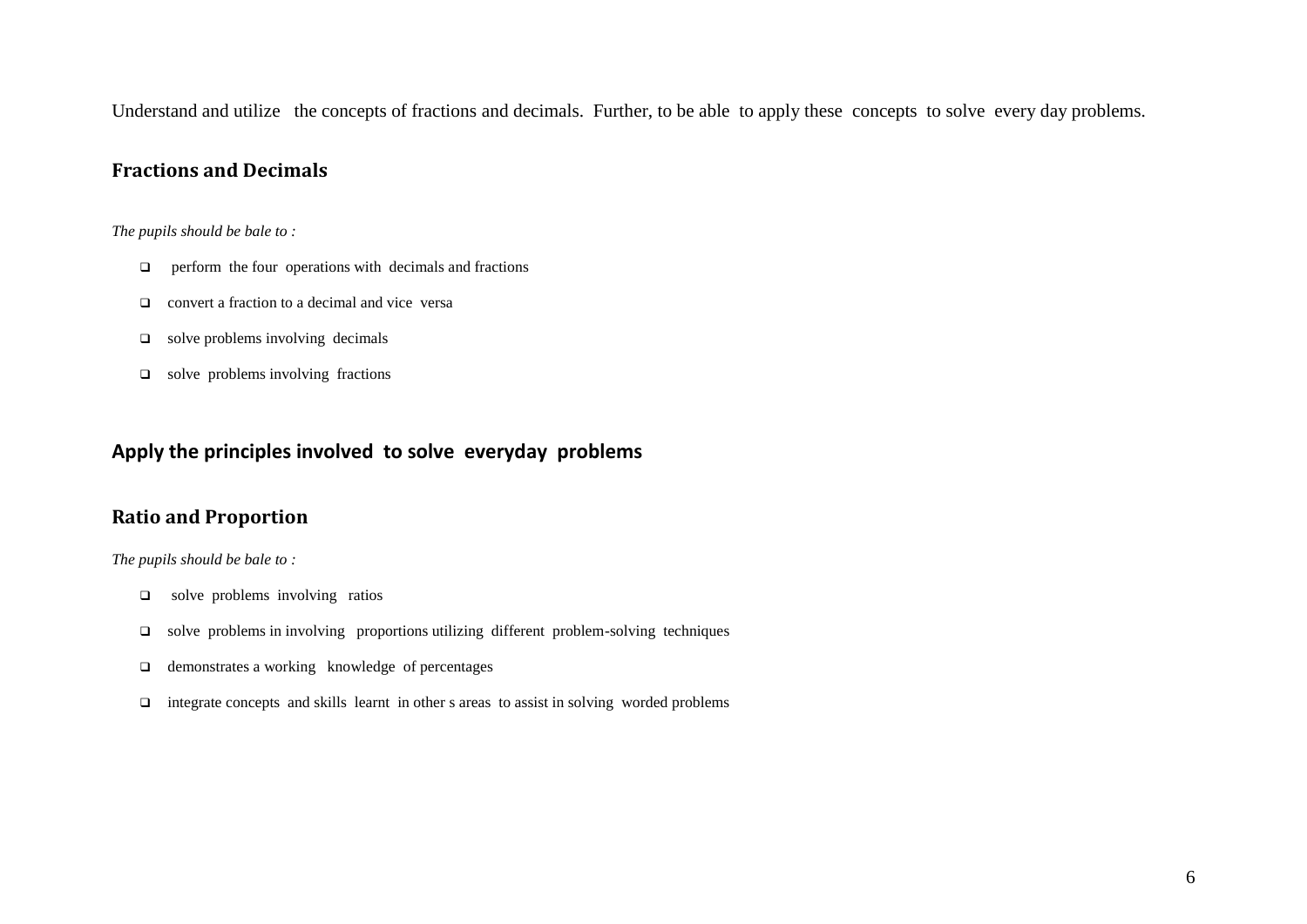Understand and utilize the concepts of fractions and decimals. Further, to be able to apply these concepts to solve every day problems.

## Fractions and Decimals

*The pupils should be bale to :*

- perform the four operations with decimals and fractions
- convert a fraction to a decimal and vice versa
- solve problems involving decimals
- solve problems involving fractions

## Apply the principles involved to solve everyday problems

## Ratio and Proportion

*The pupils should be bale to :*

- solve problems involving ratios
- solve problems in involving proportions utilizing different problem-solving techniques
- demonstrates a working knowledge of percentages
- integrate concepts and skills learnt in other s areas to assist in solving worded problems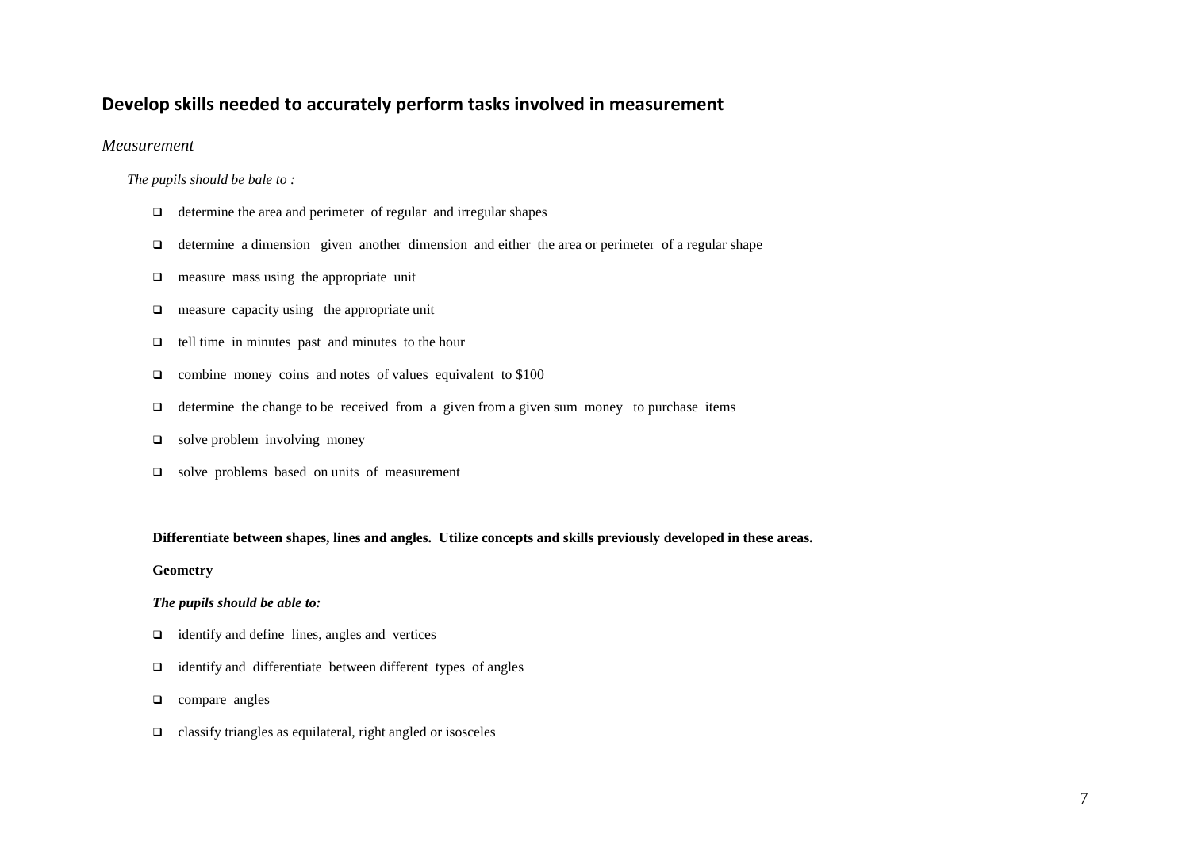## Develop skills needed to accurately perform tasks involved in measurement

*Measurement*

*The pupils should be bale to :*

- determine the area and perimeter of regular and irregular shapes
- determine a dimension given another dimension and either the area or perimeter of a regular shape
- measure mass using the appropriate unit
- measure capacity using the appropriate unit
- tell time in minutes past and minutes to the hour
- combine money coins and notes of values equivalent to $100
- determine the change to be received from a given from a given sum money to purchase items
- solve problem involving money
- solve problems based on units of measurement

**Differentiate between shapes, lines and angles. Utilize concepts and skills previously developed in these areas.**

**Geometry**

***The pupils should be able to:***

- identify and define lines, angles and vertices
- identify and differentiate between different types of angles
- compare angles
- classify triangles as equilateral, right angled or isosceles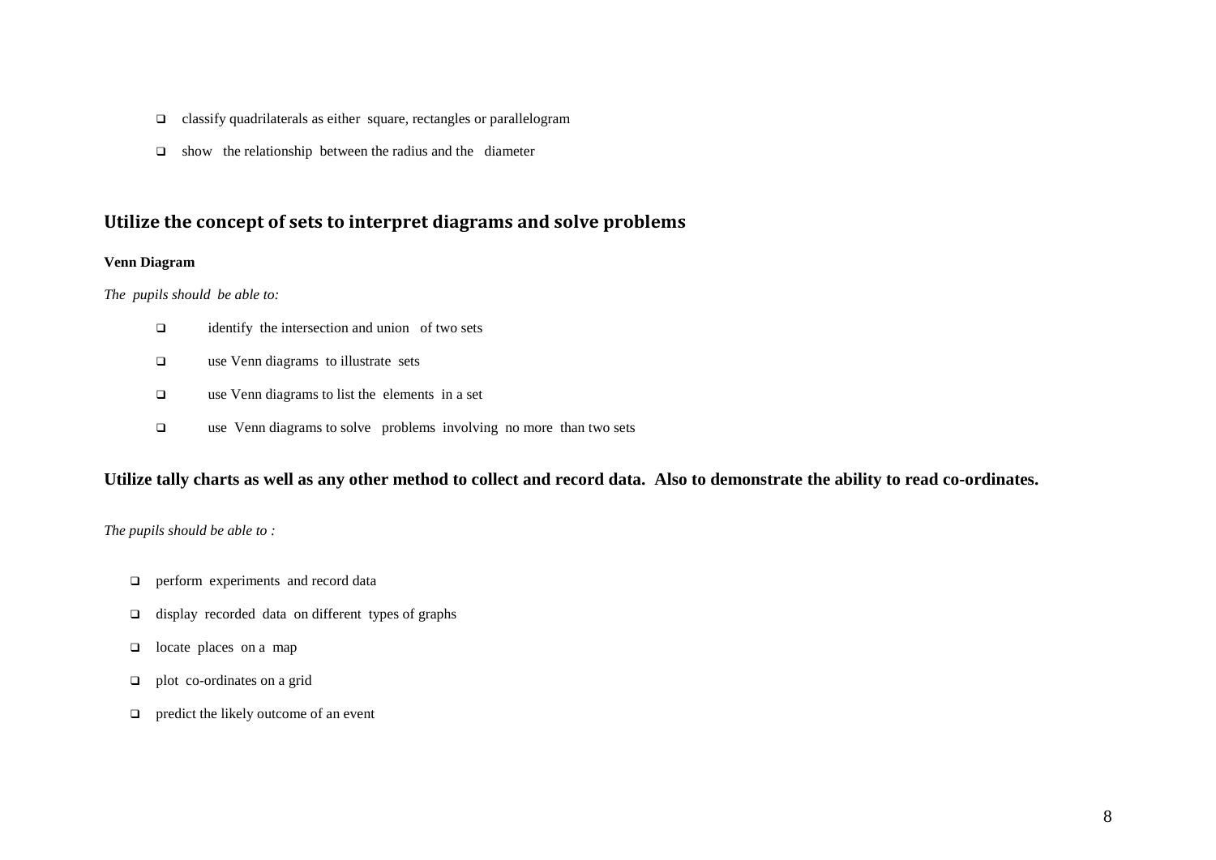- classify quadrilaterals as either square, rectangles or parallelogram
- show the relationship between the radius and the diameter

## Utilize the concept of sets to interpret diagrams and solve problems

**Venn Diagram**

*The pupils should be able to:*

- identify the intersection and union of two sets
- use Venn diagrams to illustrate sets
- use Venn diagrams to list the elements in a set
- use Venn diagrams to solve problems involving no more than two sets

## Utilize tally charts as well as any other method to collect and record data. Also to demonstrate the ability to read co-ordinates.

*The pupils should be able to :*

- perform experiments and record data
- display recorded data on different types of graphs
- locate places on a map
- plot co-ordinates on a grid
- predict the likely outcome of an event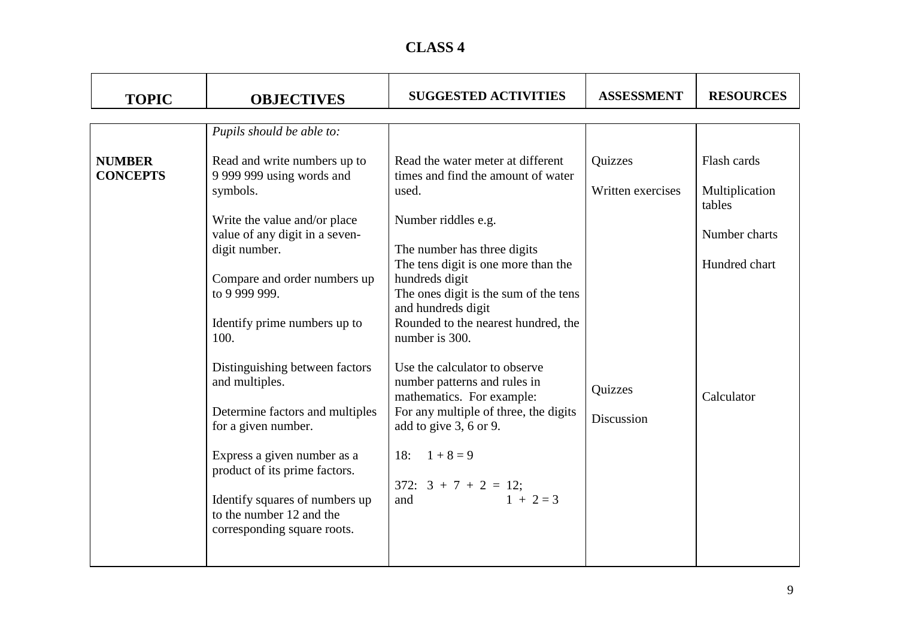# CLASS 4

| TOPIC | OBJECTIVES | SUGGESTED ACTIVITIES | ASSESSMENT | RESOURCES |
|---|---|---|---|---|
| | *Pupils should be able to:* | | | |
| **NUMBER CONCEPTS** | Read and write numbers up to 9 999 999 using words and symbols. | Read the water meter at different times and find the amount of water used. | Quizzes<br><br>Written exercises | Flash cards<br><br>Multiplication tables |
| | Write the value and/or place value of any digit in a seven-digit number. | Number riddles e.g.<br><br>The number has three digits<br>The tens digit is one more than the hundreds digit<br>The ones digit is the sum of the tens and hundreds digit<br>Rounded to the nearest hundred, the number is 300. | | Number charts<br><br>Hundred chart |
| | Compare and order numbers up to 9 999 999. | | | |
| | Identify prime numbers up to 100. | | | |
| | Distinguishing between factors and multiples. | Use the calculator to observe number patterns and rules in mathematics. For example:<br>For any multiple of three, the digits add to give 3, 6 or 9.<br><br>18: $1 + 8 = 9$<br><br>372: $3 + 7 + 2 = 12$;<br>and $1 + 2 = 3$ | Quizzes<br><br>Discussion | Calculator |
| | Determine factors and multiples for a given number. | | | |
| | Express a given number as a product of its prime factors. | | | |
| | Identify squares of numbers up to the number 12 and the corresponding square roots. | | | |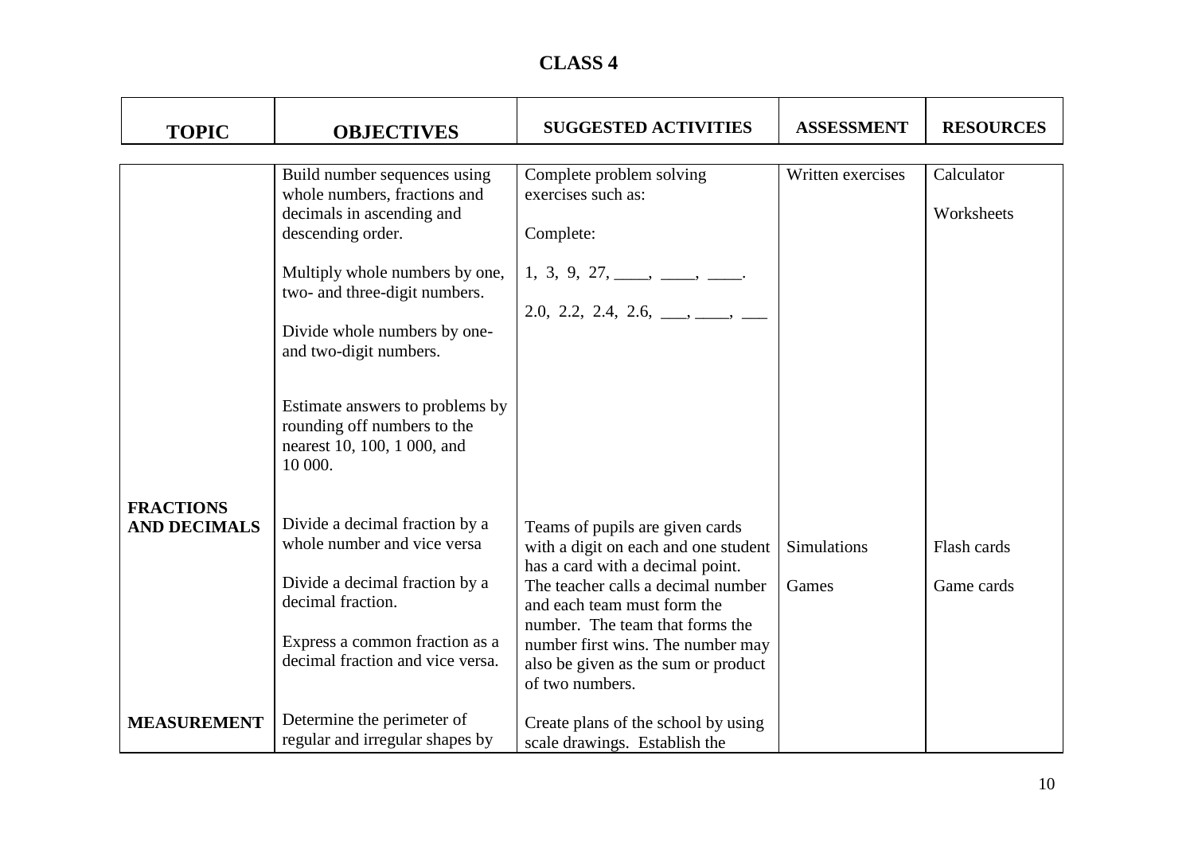# CLASS 4

| TOPIC | OBJECTIVES | SUGGESTED ACTIVITIES | ASSESSMENT | RESOURCES |
|---|---|---|---|---|
| | Build number sequences using whole numbers, fractions and decimals in ascending and descending order.<br><br>Multiply whole numbers by one, two- and three-digit numbers.<br><br>Divide whole numbers by one- and two-digit numbers.<br><br>Estimate answers to problems by rounding off numbers to the nearest 10, 100, 1 000, and 10 000. | Complete problem solving exercises such as:<br><br>Complete:<br><br>1, 3, 9, 27, ____, ____, ____.<br><br>2.0, 2.2, 2.4, 2.6, ___, ____, ___ | Written exercises | Calculator<br><br>Worksheets |
| **FRACTIONS AND DECIMALS** | Divide a decimal fraction by a whole number and vice versa<br><br>Divide a decimal fraction by a decimal fraction.<br><br>Express a common fraction as a decimal fraction and vice versa. | Teams of pupils are given cards with a digit on each and one student has a card with a decimal point. The teacher calls a decimal number and each team must form the number. The team that forms the number first wins. The number may also be given as the sum or product of two numbers. | Simulations<br><br>Games | Flash cards<br><br>Game cards |
| **MEASUREMENT** | Determine the perimeter of regular and irregular shapes by | Create plans of the school by using scale drawings. Establish the | | |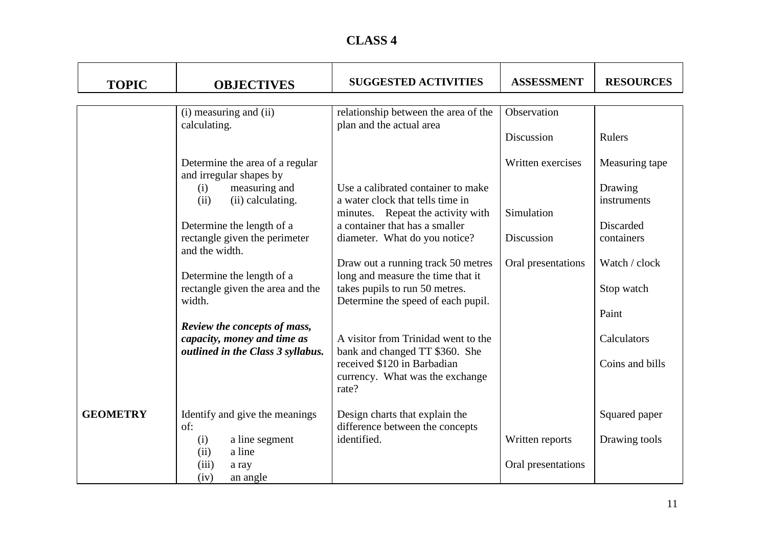# CLASS 4

| TOPIC | OBJECTIVES | SUGGESTED ACTIVITIES | ASSESSMENT | RESOURCES |
|---|---|---|---|---|
| | (i) measuring and (ii) calculating. | relationship between the area of the plan and the actual area | Observation<br><br>Discussion | <br><br>Rulers |
| | Determine the area of a regular and irregular shapes by<br>(i) measuring and<br>(ii) (ii) calculating.<br><br>Determine the length of a rectangle given the perimeter and the width.<br><br>Determine the length of a rectangle given the area and the width.<br><br>***Review the concepts of mass, capacity, money and time as outlined in the Class 3 syllabus.*** | Use a calibrated container to make a water clock that tells time in minutes. Repeat the activity with a container that has a smaller diameter. What do you notice?<br><br>Draw out a running track 50 metres long and measure the time that it takes pupils to run 50 metres. Determine the speed of each pupil.<br><br>A visitor from Trinidad went to the bank and changed TT $360. She received $120 in Barbadian currency. What was the exchange rate? | Written exercises<br><br>Simulation<br><br>Discussion<br><br>Oral presentations | Measuring tape<br><br>Drawing instruments<br><br>Discarded containers<br><br>Watch / clock<br><br>Stop watch<br><br>Paint<br><br>Calculators<br><br>Coins and bills |
| **GEOMETRY** | Identify and give the meanings of:<br>(i) a line segment<br>(ii) a line<br>(iii) a ray<br>(iv) an angle | Design charts that explain the difference between the concepts identified. | <br><br>Written reports<br><br>Oral presentations | Squared paper<br><br>Drawing tools |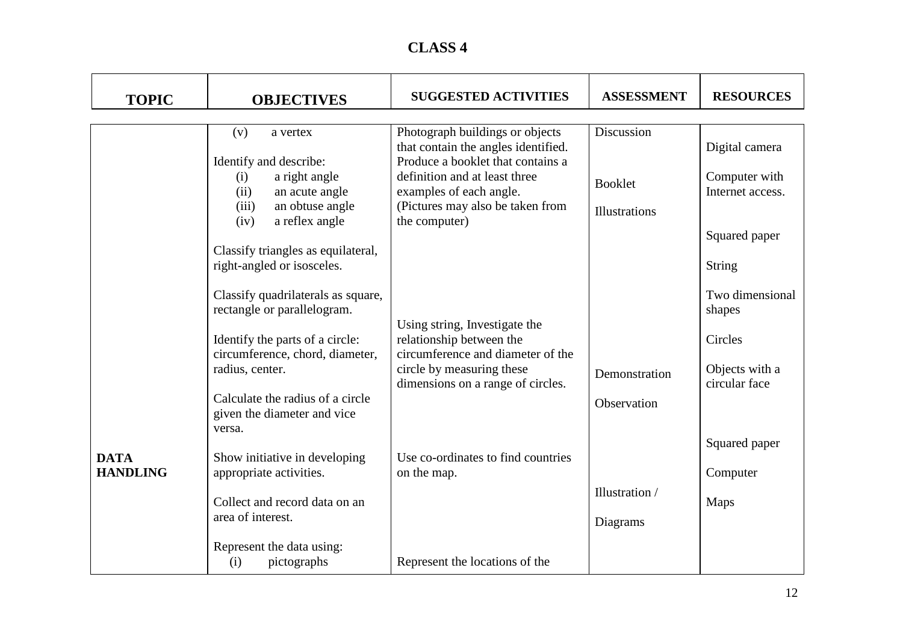## CLASS 4

| TOPIC | OBJECTIVES | SUGGESTED ACTIVITIES | ASSESSMENT | RESOURCES |
|---|---|---|---|---|
| | (v) a vertex<br><br>Identify and describe:<br>(i) a right angle<br>(ii) an acute angle<br>(iii) an obtuse angle<br>(iv) a reflex angle<br><br>Classify triangles as equilateral, right-angled or isosceles.<br><br>Classify quadrilaterals as square, rectangle or parallelogram.<br><br>Identify the parts of a circle: circumference, chord, diameter, radius, center.<br><br>Calculate the radius of a circle given the diameter and vice versa. | Photograph buildings or objects that contain the angles identified. Produce a booklet that contains a definition and at least three examples of each angle. (Pictures may also be taken from the computer)<br><br>Using string, Investigate the relationship between the circumference and diameter of the circle by measuring these dimensions on a range of circles. | Discussion<br><br>Booklet<br><br>Illustrations<br><br>Demonstration<br><br>Observation | Digital camera<br><br>Computer with Internet access.<br><br>Squared paper<br><br>String<br><br>Two dimensional shapes<br><br>Circles<br><br>Objects with a circular face |
| **DATA HANDLING** | Show initiative in developing appropriate activities.<br><br>Collect and record data on an area of interest.<br><br>Represent the data using:<br>(i) pictographs | Use co-ordinates to find countries on the map.<br><br>Represent the locations of the | Illustration /<br><br>Diagrams | Squared paper<br><br>Computer<br><br>Maps |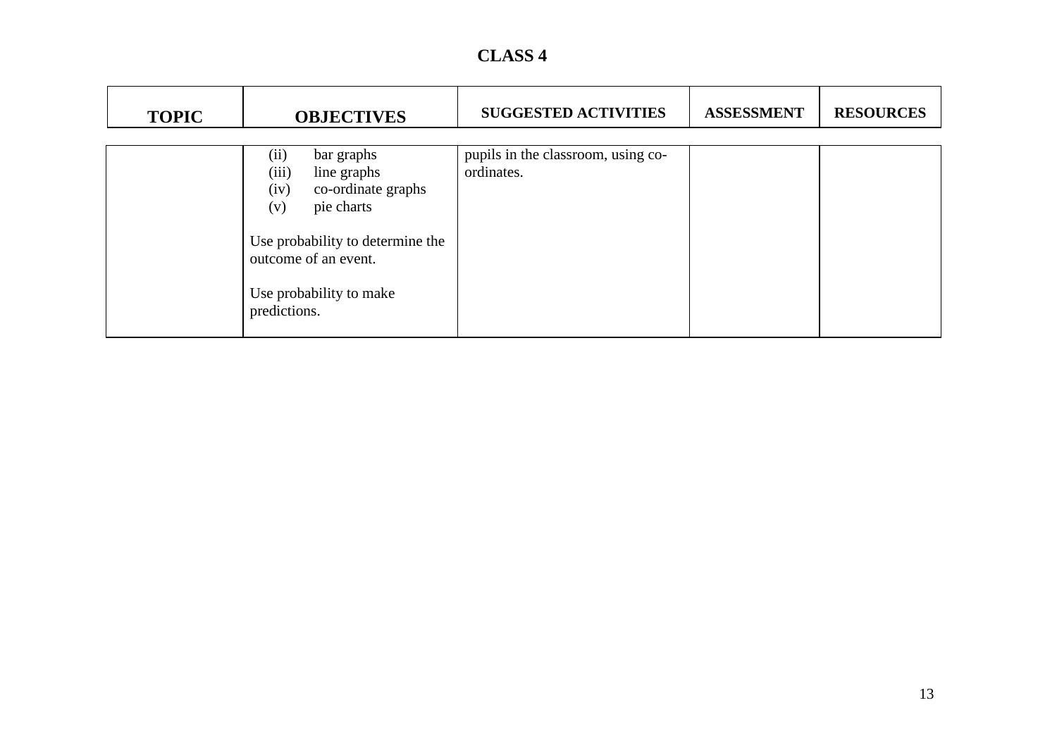## CLASS 4

| TOPIC | OBJECTIVES | SUGGESTED ACTIVITIES | ASSESSMENT | RESOURCES |
|---|---|---|---|---|
| | (ii) bar graphs<br>(iii) line graphs<br>(iv) co-ordinate graphs<br>(v) pie charts<br><br>Use probability to determine the outcome of an event.<br><br>Use probability to make predictions. | pupils in the classroom, using co-ordinates. | | |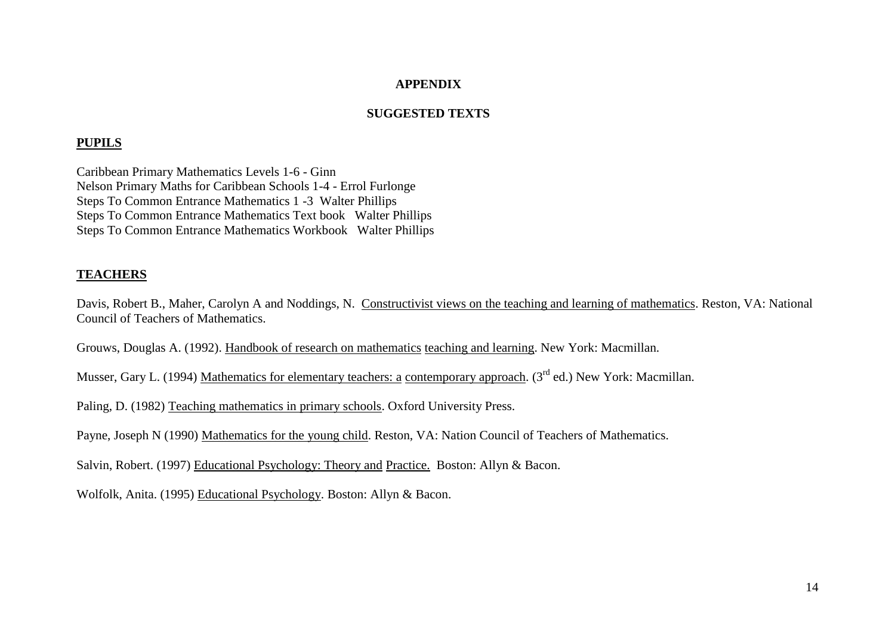# APPENDIX

## SUGGESTED TEXTS

**PUPILS**

Caribbean Primary Mathematics Levels 1-6 - Ginn
Nelson Primary Maths for Caribbean Schools 1-4 - Errol Furlonge
Steps To Common Entrance Mathematics 1 -3 Walter Phillips
Steps To Common Entrance Mathematics Text book Walter Phillips
Steps To Common Entrance Mathematics Workbook Walter Phillips

**TEACHERS**

Davis, Robert B., Maher, Carolyn A and Noddings, N. Constructivist views on the teaching and learning of mathematics. Reston, VA: National Council of Teachers of Mathematics.

Grouws, Douglas A. (1992). Handbook of research on mathematics teaching and learning. New York: Macmillan.

Musser, Gary L. (1994) Mathematics for elementary teachers: a contemporary approach. (3rd ed.) New York: Macmillan.

Paling, D. (1982) Teaching mathematics in primary schools. Oxford University Press.

Payne, Joseph N (1990) Mathematics for the young child. Reston, VA: Nation Council of Teachers of Mathematics.

Salvin, Robert. (1997) Educational Psychology: Theory and Practice. Boston: Allyn & Bacon.

Wolfolk, Anita. (1995) Educational Psychology. Boston: Allyn & Bacon.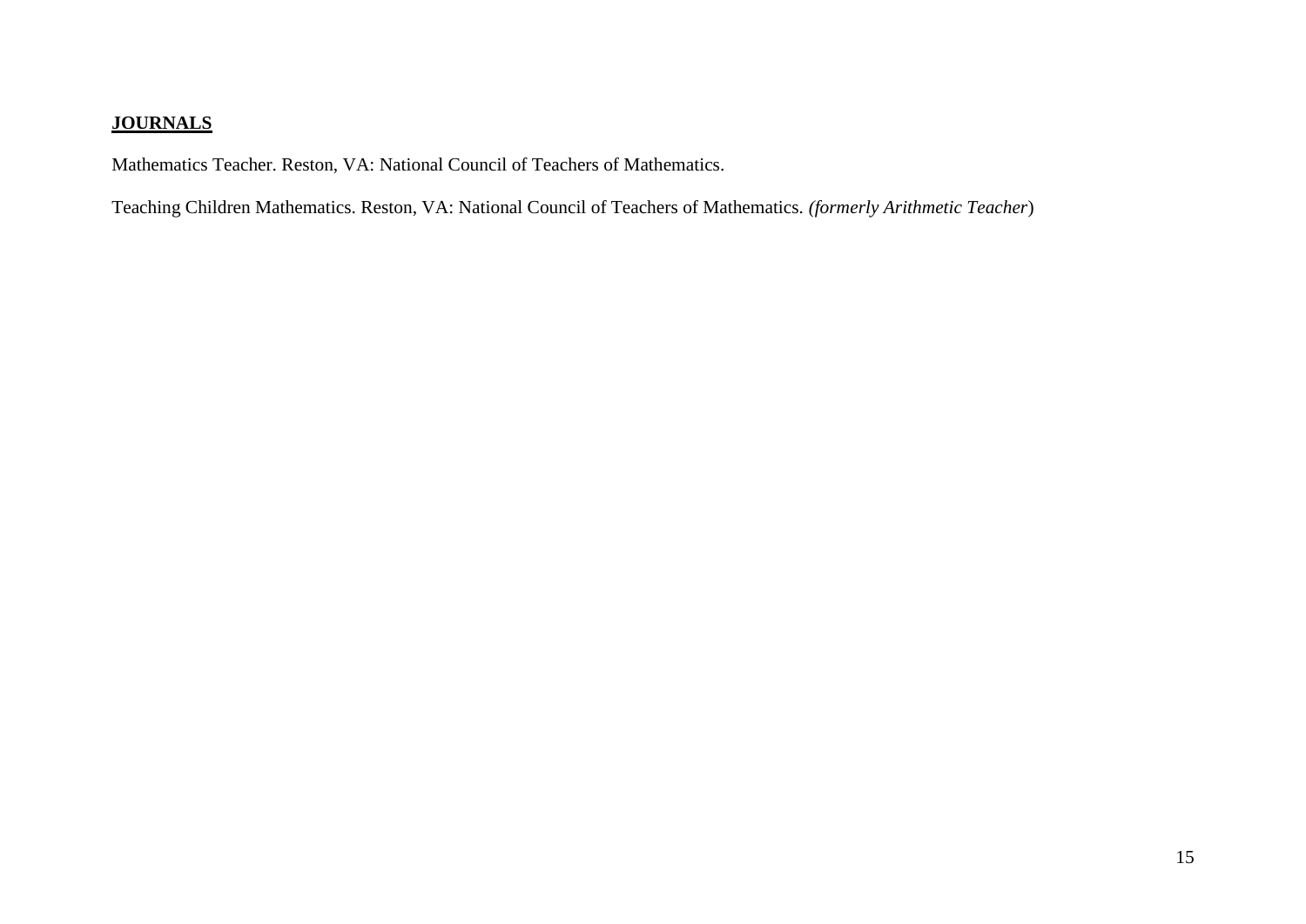**JOURNALS**

Mathematics Teacher. Reston, VA: National Council of Teachers of Mathematics.

Teaching Children Mathematics. Reston, VA: National Council of Teachers of Mathematics. *(formerly Arithmetic Teacher*)